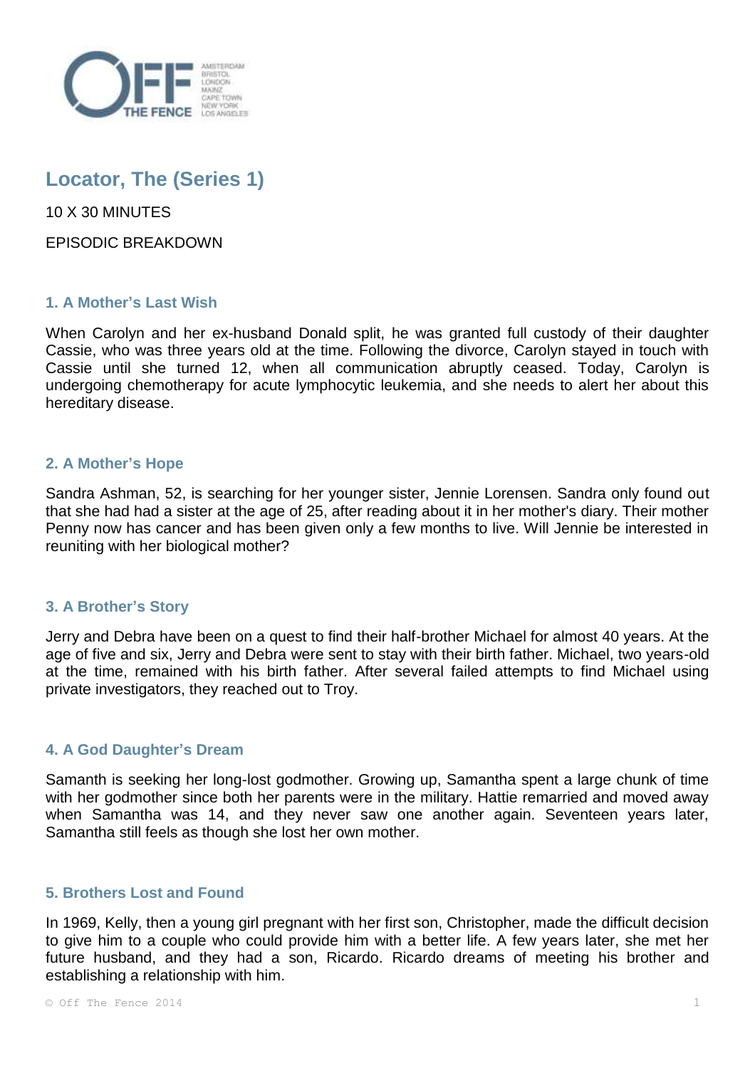# Locator, The (Series 1)

10 X 30 MINUTES

EPISODIC BREAKDOWN

### 1. A Mother's Last Wish

When Carolyn and her ex-husband Donald split, he was granted full custody of their daughter Cassie, who was three years old at the time. Following the divorce, Carolyn stayed in touch with Cassie until she turned 12, when all communication abruptly ceased. Today, Carolyn is undergoing chemotherapy for acute lymphocytic leukemia, and she needs to alert her about this hereditary disease.

### 2. A Mother's Hope

Sandra Ashman, 52, is searching for her younger sister, Jennie Lorensen. Sandra only found out that she had had a sister at the age of 25, after reading about it in her mother's diary. Their mother Penny now has cancer and has been given only a few months to live. Will Jennie be interested in reuniting with her biological mother?

### 3. A Brother's Story

Jerry and Debra have been on a quest to find their half-brother Michael for almost 40 years. At the age of five and six, Jerry and Debra were sent to stay with their birth father. Michael, two years-old at the time, remained with his birth father. After several failed attempts to find Michael using private investigators, they reached out to Troy.

### 4. A God Daughter's Dream

Samanth is seeking her long-lost godmother. Growing up, Samantha spent a large chunk of time with her godmother since both her parents were in the military. Hattie remarried and moved away when Samantha was 14, and they never saw one another again. Seventeen years later, Samantha still feels as though she lost her own mother.

### 5. Brothers Lost and Found

In 1969, Kelly, then a young girl pregnant with her first son, Christopher, made the difficult decision to give him to a couple who could provide him with a better life. A few years later, she met her future husband, and they had a son, Ricardo. Ricardo dreams of meeting his brother and establishing a relationship with him.

© Off The Fence 2014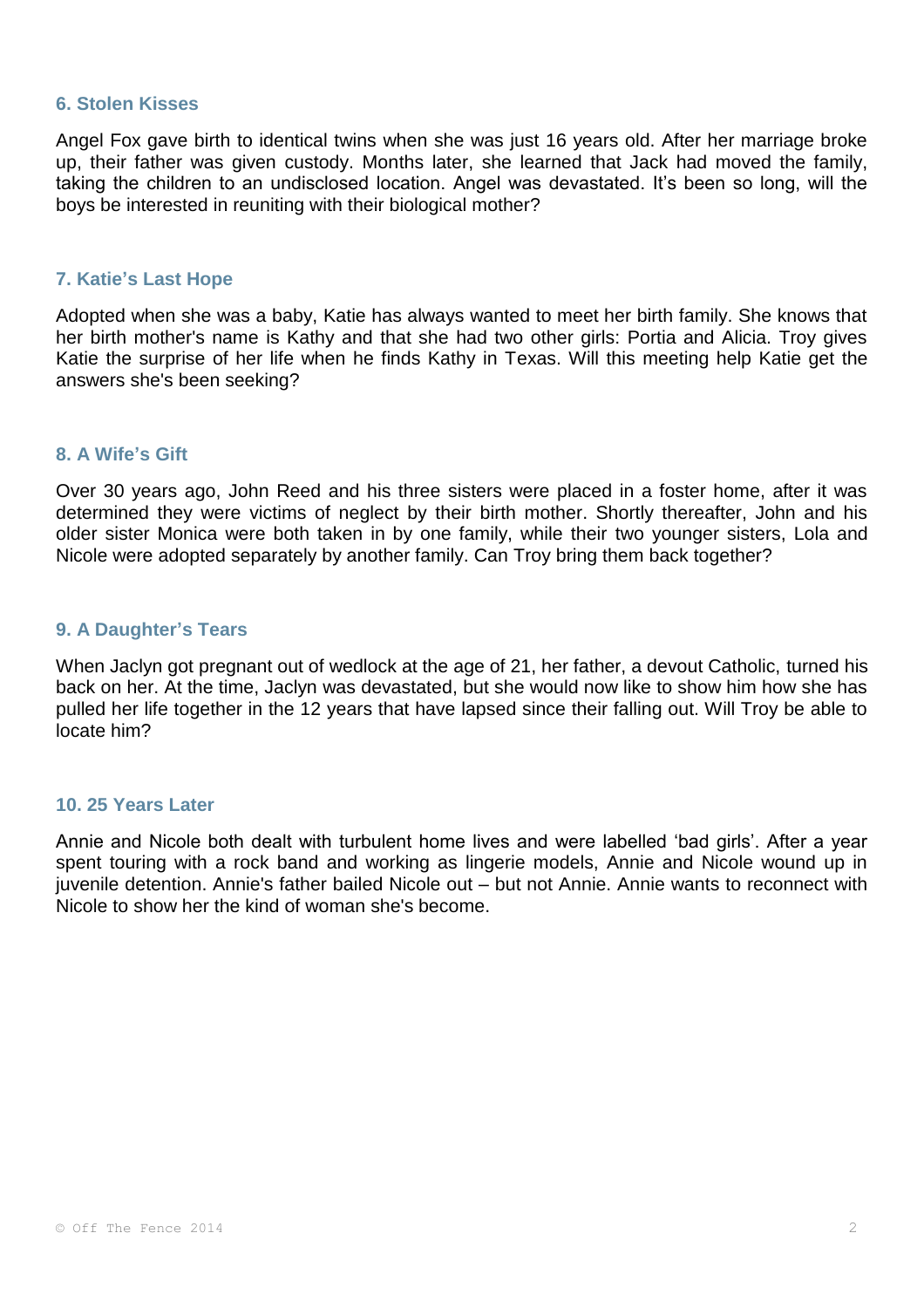### 6. Stolen Kisses

Angel Fox gave birth to identical twins when she was just 16 years old. After her marriage broke up, their father was given custody. Months later, she learned that Jack had moved the family, taking the children to an undisclosed location. Angel was devastated. It's been so long, will the boys be interested in reuniting with their biological mother?

### 7. Katie's Last Hope

Adopted when she was a baby, Katie has always wanted to meet her birth family. She knows that her birth mother's name is Kathy and that she had two other girls: Portia and Alicia. Troy gives Katie the surprise of her life when he finds Kathy in Texas. Will this meeting help Katie get the answers she's been seeking?

### 8. A Wife's Gift

Over 30 years ago, John Reed and his three sisters were placed in a foster home, after it was determined they were victims of neglect by their birth mother. Shortly thereafter, John and his older sister Monica were both taken in by one family, while their two younger sisters, Lola and Nicole were adopted separately by another family. Can Troy bring them back together?

### 9. A Daughter's Tears

When Jaclyn got pregnant out of wedlock at the age of 21, her father, a devout Catholic, turned his back on her. At the time, Jaclyn was devastated, but she would now like to show him how she has pulled her life together in the 12 years that have lapsed since their falling out. Will Troy be able to locate him?

### 10. 25 Years Later

Annie and Nicole both dealt with turbulent home lives and were labelled 'bad girls'. After a year spent touring with a rock band and working as lingerie models, Annie and Nicole wound up in juvenile detention. Annie's father bailed Nicole out – but not Annie. Annie wants to reconnect with Nicole to show her the kind of woman she's become.

© Off The Fence 2014